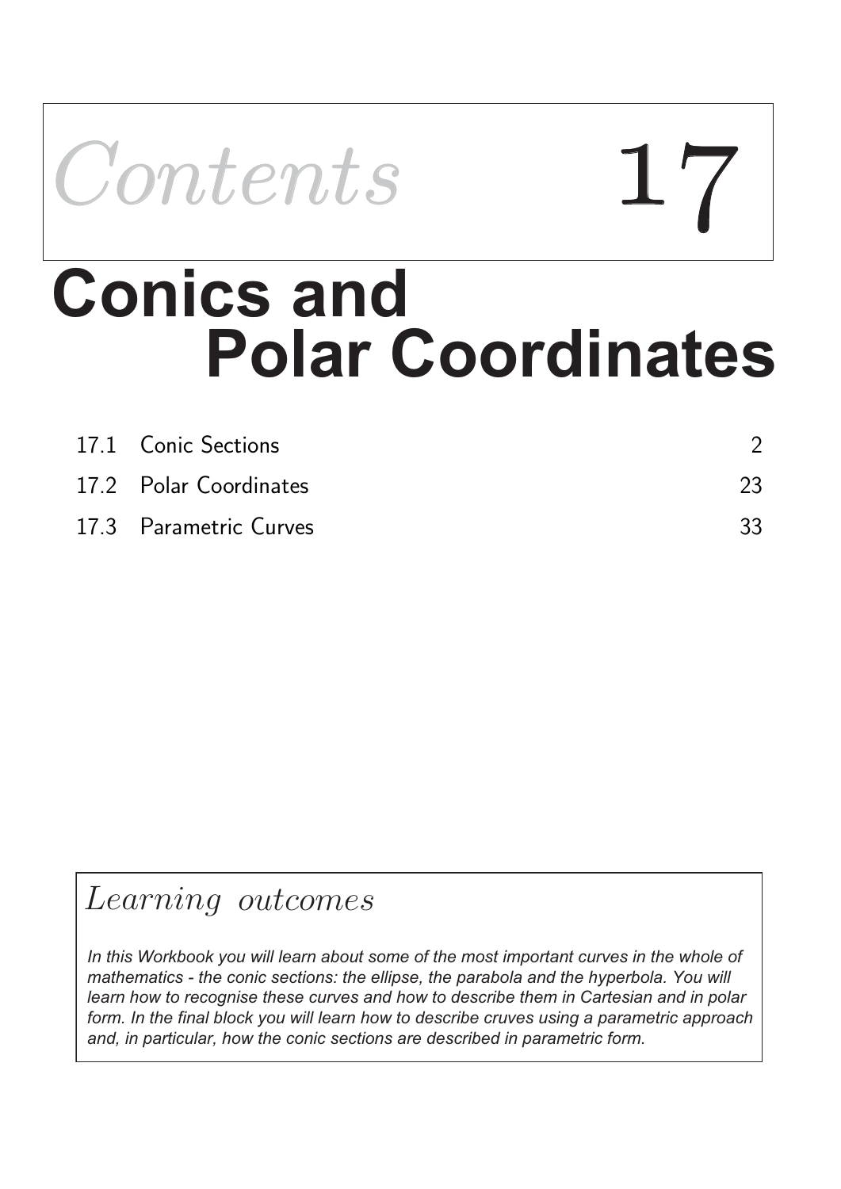# Contents 17

# Conics and Polar Coordinates

| | | |
|---|---|---|
| 17.1 | Conic Sections | 2 |
| 17.2 | Polar Coordinates | 23 |
| 17.3 | Parametric Curves | 33 |

## Learning outcomes

*In this Workbook you will learn about some of the most important curves in the whole of mathematics - the conic sections: the ellipse, the parabola and the hyperbola. You will learn how to recognise these curves and how to describe them in Cartesian and in polar form. In the final block you will learn how to describe cruves using a parametric approach and, in particular, how the conic sections are described in parametric form.*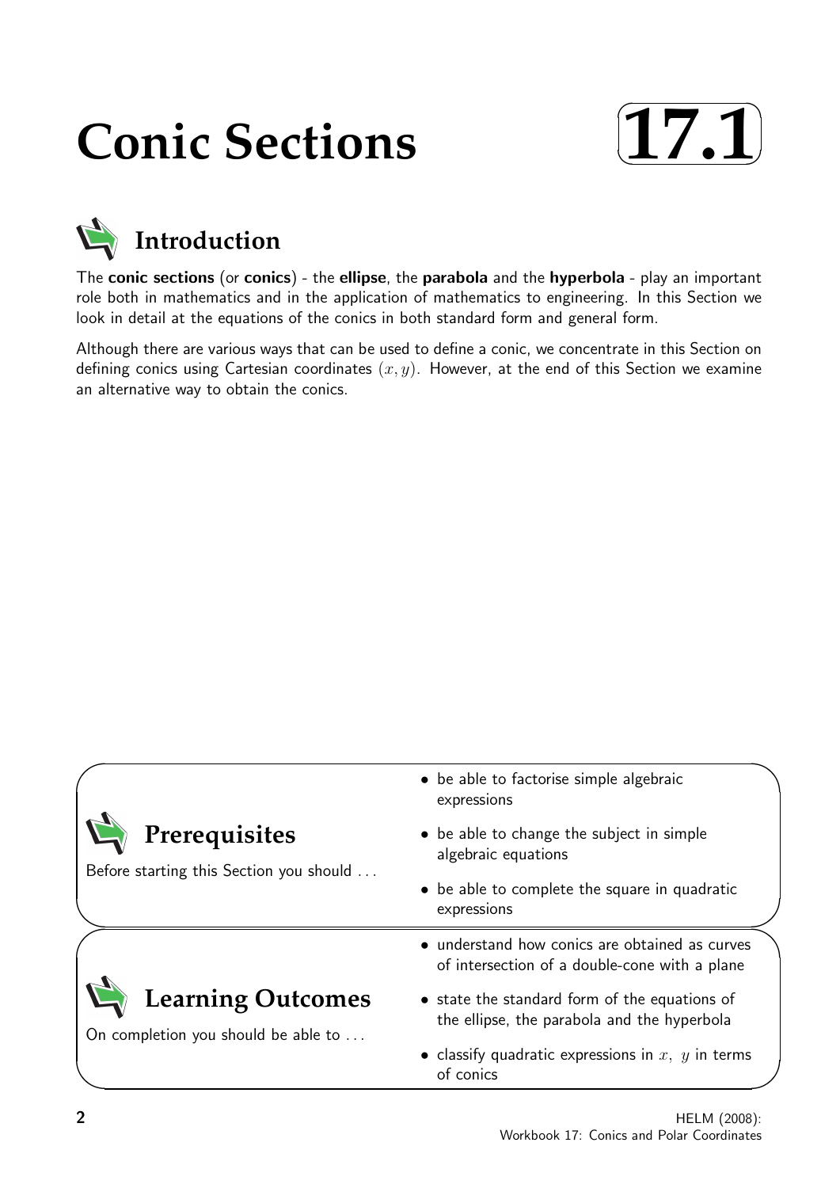# Conic Sections

**17.1**

## Introduction

The **conic sections** (or **conics**) - the **ellipse**, the **parabola** and the **hyperbola** - play an important role both in mathematics and in the application of mathematics to engineering. In this Section we look in detail at the equations of the conics in both standard form and general form.

Although there are various ways that can be used to define a conic, we concentrate in this Section on defining conics using Cartesian coordinates $(x, y)$. However, at the end of this Section we examine an alternative way to obtain the conics.

## Prerequisites

Before starting this Section you should ...

- be able to factorise simple algebraic expressions
- be able to change the subject in simple algebraic equations
- be able to complete the square in quadratic expressions

## Learning Outcomes

On completion you should be able to ...

- understand how conics are obtained as curves of intersection of a double-cone with a plane
- state the standard form of the equations of the ellipse, the parabola and the hyperbola
- classify quadratic expressions in $x,\ y$ in terms of conics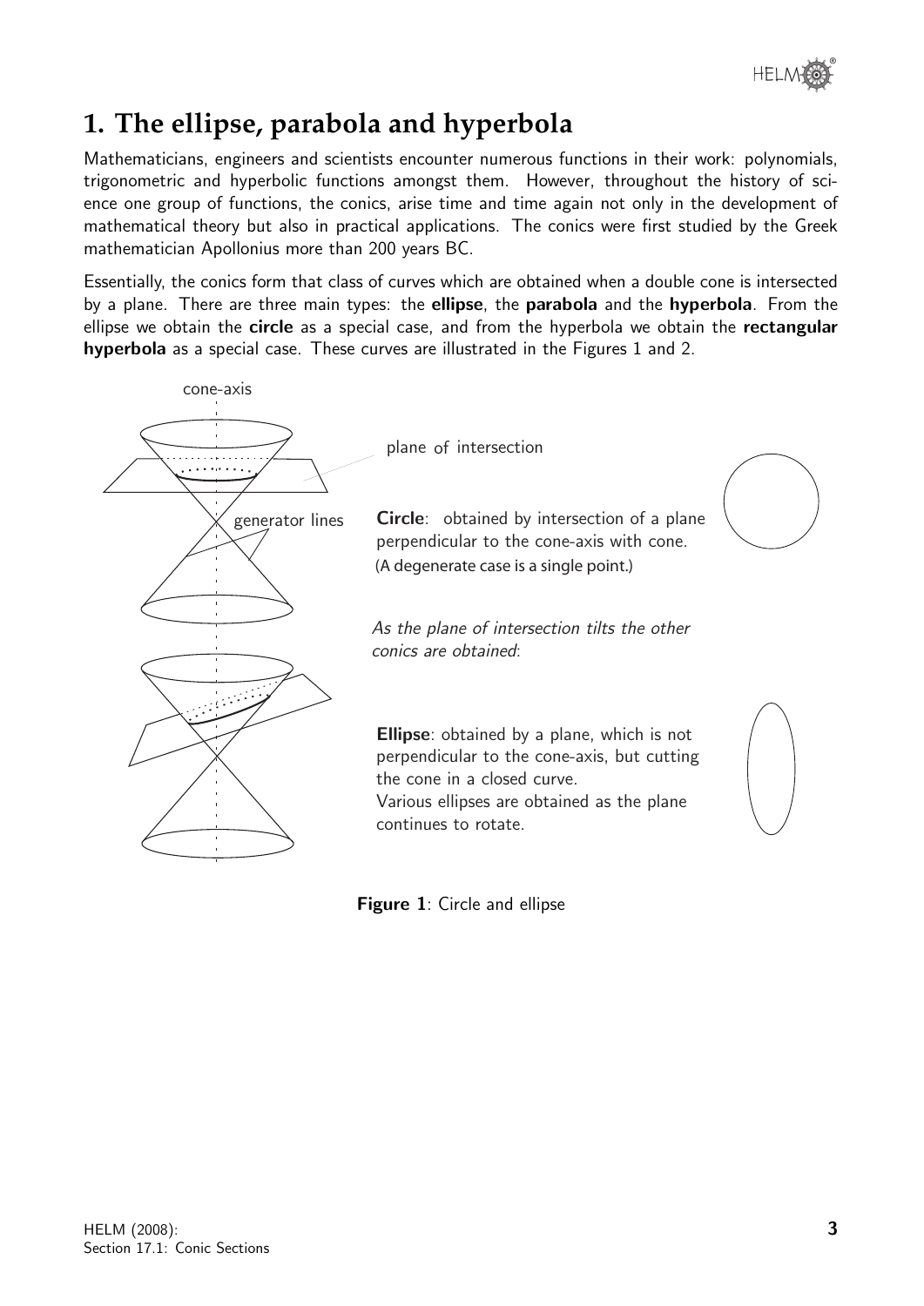# 1. The ellipse, parabola and hyperbola

Mathematicians, engineers and scientists encounter numerous functions in their work: polynomials, trigonometric and hyperbolic functions amongst them. However, throughout the history of science one group of functions, the conics, arise time and time again not only in the development of mathematical theory but also in practical applications. The conics were first studied by the Greek mathematician Apollonius more than 200 years BC.

Essentially, the conics form that class of curves which are obtained when a double cone is intersected by a plane. There are three main types: the **ellipse**, the **parabola** and the **hyperbola**. From the ellipse we obtain the **circle** as a special case, and from the hyperbola we obtain the **rectangular hyperbola** as a special case. These curves are illustrated in the Figures 1 and 2.

cone-axis

plane of intersection

generator lines

**Circle**: obtained by intersection of a plane perpendicular to the cone-axis with cone. (A degenerate case is a single point.)

*As the plane of intersection tilts the other conics are obtained*:

**Ellipse**: obtained by a plane, which is not perpendicular to the cone-axis, but cutting the cone in a closed curve. Various ellipses are obtained as the plane continues to rotate.

**Figure 1**: Circle and ellipse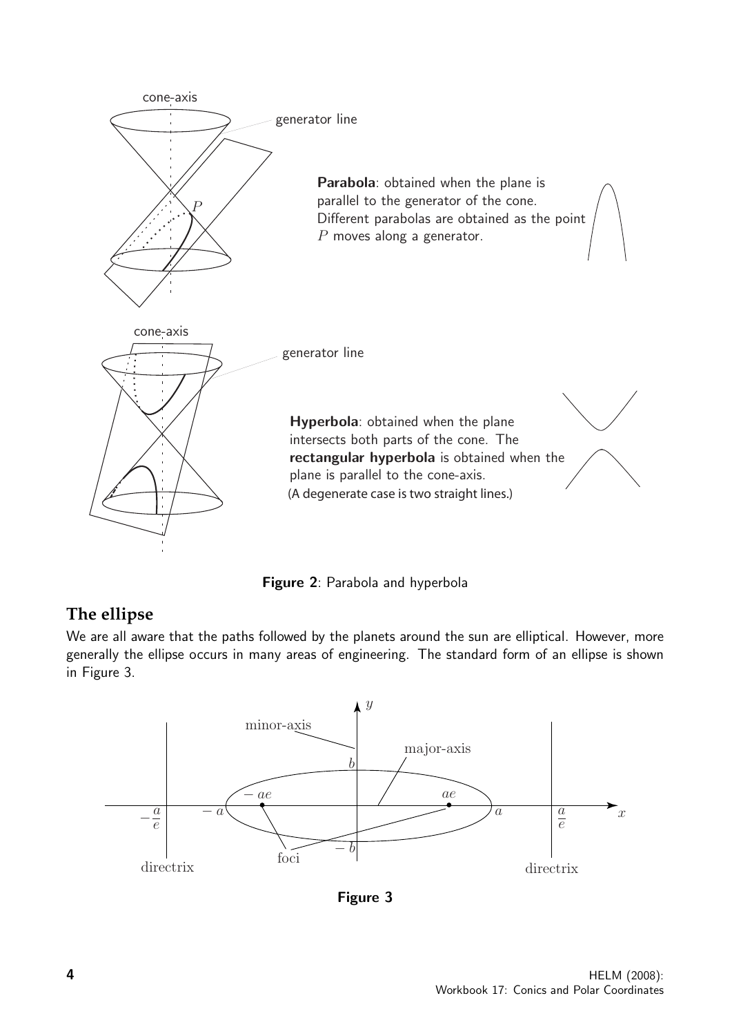cone-axis

generator line

**Parabola**: obtained when the plane is parallel to the generator of the cone. Different parabolas are obtained as the point $P$ moves along a generator.

cone-axis

generator line

**Hyperbola**: obtained when the plane intersects both parts of the cone. The **rectangular hyperbola** is obtained when the plane is parallel to the cone-axis.
(A degenerate case is two straight lines.)

**Figure 2**: Parabola and hyperbola

## The ellipse

We are all aware that the paths followed by the planets around the sun are elliptical. However, more generally the ellipse occurs in many areas of engineering. The standard form of an ellipse is shown in Figure 3.

minor-axis, major-axis, foci, directrix, directrix, $-\frac{a}{e}$, $-a$, $-ae$, $ae$, $a$, $\frac{a}{e}$, $b$, $-b$, $x$, $y$

**Figure 3**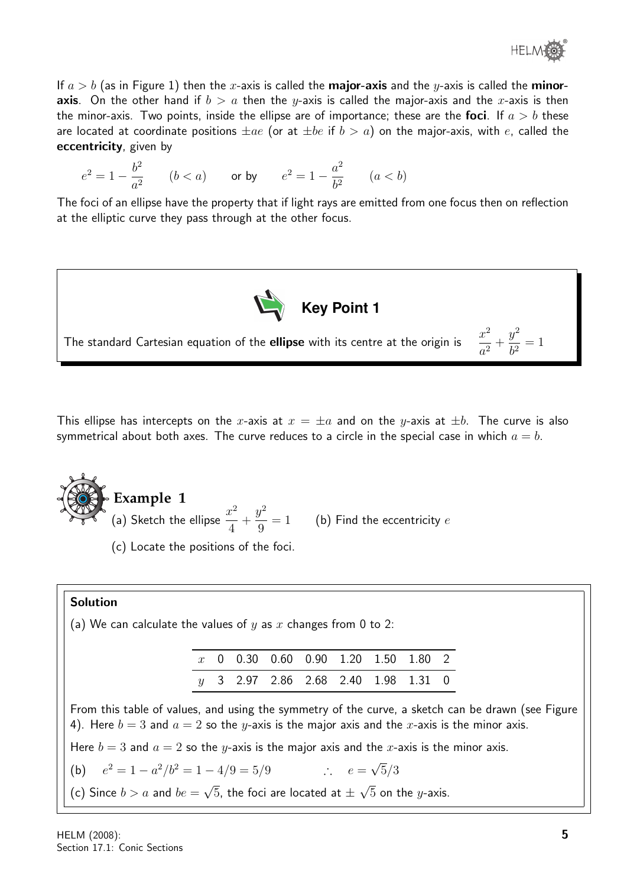If $a > b$ (as in Figure 1) then the $x$-axis is called the **major-axis** and the $y$-axis is called the **minor-axis**. On the other hand if $b > a$ then the $y$-axis is called the major-axis and the $x$-axis is then the minor-axis. Two points, inside the ellipse are of importance; these are the **foci**. If $a > b$ these are located at coordinate positions $\pm ae$ (or at $\pm be$ if $b > a$) on the major-axis, with $e$, called the **eccentricity**, given by

$$e^2 = 1 - \frac{b^2}{a^2} \qquad (b < a) \qquad \text{or by} \qquad e^2 = 1 - \frac{a^2}{b^2} \qquad (a < b)$$

The foci of an ellipse have the property that if light rays are emitted from one focus then on reflection at the elliptic curve they pass through at the other focus.

**Key Point 1**

The standard Cartesian equation of the **ellipse** with its centre at the origin is $\dfrac{x^2}{a^2} + \dfrac{y^2}{b^2} = 1$

This ellipse has intercepts on the $x$-axis at $x = \pm a$ and on the $y$-axis at $\pm b$. The curve is also symmetrical about both axes. The curve reduces to a circle in the special case in which $a = b$.

## Example 1

(a) Sketch the ellipse $\dfrac{x^2}{4} + \dfrac{y^2}{9} = 1$ (b) Find the eccentricity $e$

(c) Locate the positions of the foci.

**Solution**

(a) We can calculate the values of $y$ as $x$ changes from 0 to 2:

| $x$ | 0 | 0.30 | 0.60 | 0.90 | 1.20 | 1.50 | 1.80 | 2 |
|---|---|---|---|---|---|---|---|---|
| $y$ | 3 | 2.97 | 2.86 | 2.68 | 2.40 | 1.98 | 1.31 | 0 |

From this table of values, and using the symmetry of the curve, a sketch can be drawn (see Figure 4). Here $b = 3$ and $a = 2$ so the $y$-axis is the major axis and the $x$-axis is the minor axis.

Here $b = 3$ and $a = 2$ so the $y$-axis is the major axis and the $x$-axis is the minor axis.

(b) $e^2 = 1 - a^2/b^2 = 1 - 4/9 = 5/9 \qquad \therefore \quad e = \sqrt{5}/3$

(c) Since $b > a$ and $be = \sqrt{5}$, the foci are located at $\pm\sqrt{5}$ on the $y$-axis.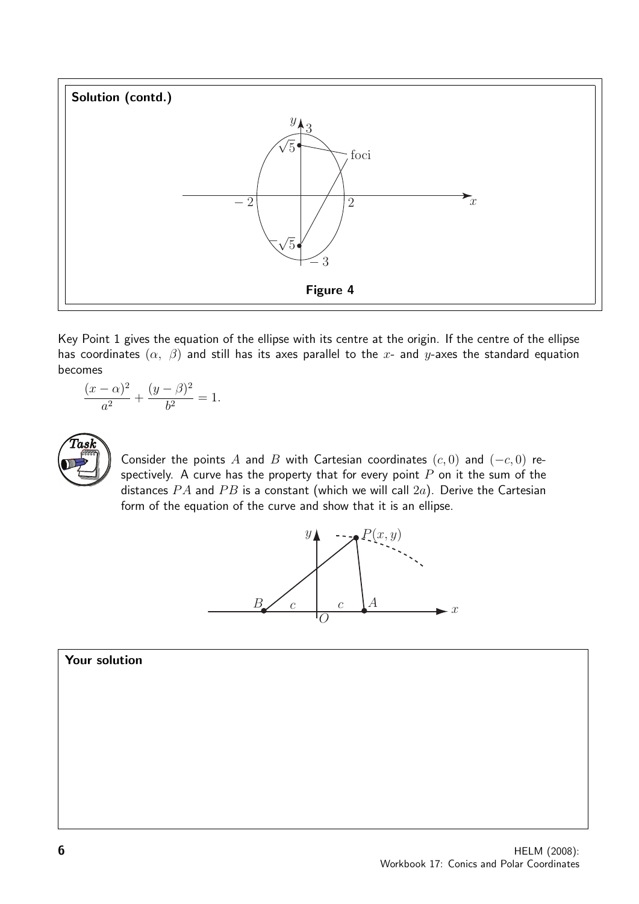**Solution (contd.)**

**Figure 4**

Key Point 1 gives the equation of the ellipse with its centre at the origin. If the centre of the ellipse has coordinates $(\alpha,\ \beta)$ and still has its axes parallel to the $x$- and $y$-axes the standard equation becomes

$$\frac{(x-\alpha)^2}{a^2} + \frac{(y-\beta)^2}{b^2} = 1.$$

**Task**

Consider the points $A$ and $B$ with Cartesian coordinates $(c, 0)$ and $(-c, 0)$ respectively. A curve has the property that for every point $P$ on it the sum of the distances $PA$ and $PB$ is a constant (which we will call $2a$). Derive the Cartesian form of the equation of the curve and show that it is an ellipse.

**Your solution**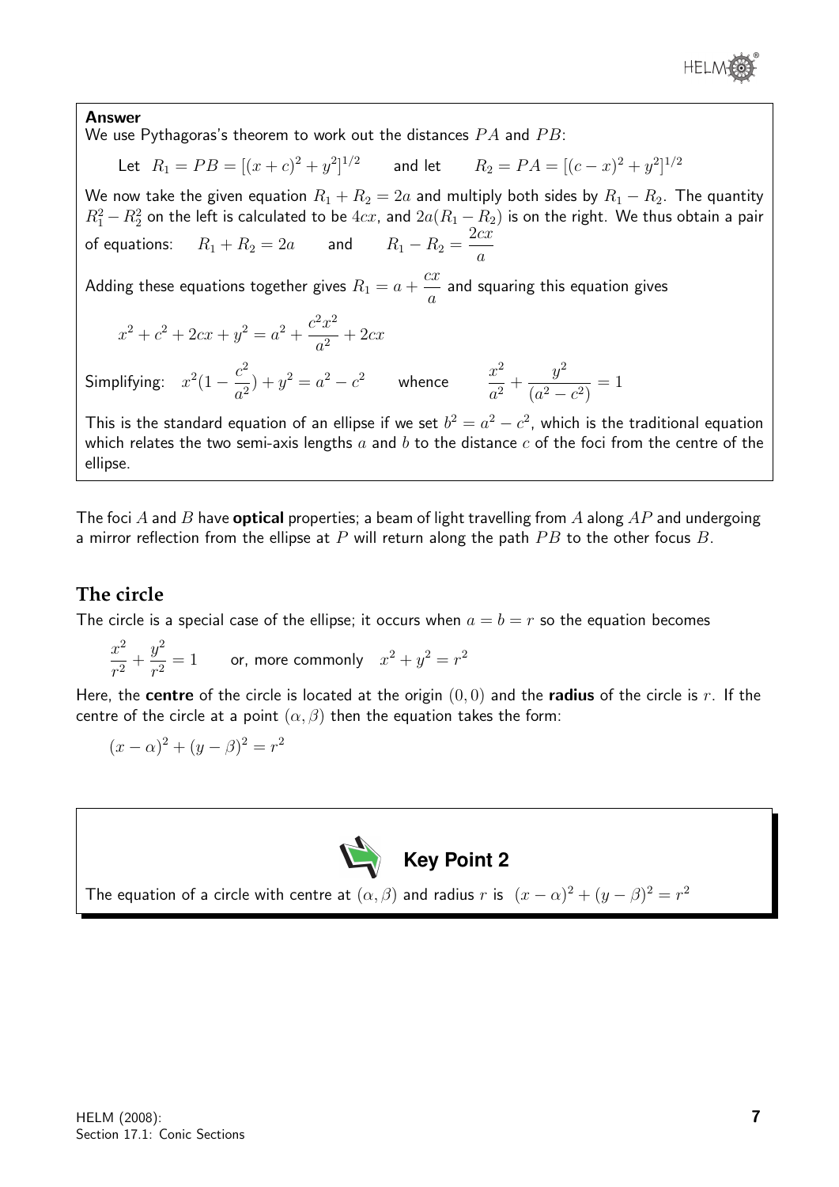**Answer**

We use Pythagoras's theorem to work out the distances $PA$ and $PB$:

Let $R_1 = PB = [(x+c)^2 + y^2]^{1/2}$ and let $R_2 = PA = [(c-x)^2 + y^2]^{1/2}$

We now take the given equation $R_1 + R_2 = 2a$ and multiply both sides by $R_1 - R_2$. The quantity $R_1^2 - R_2^2$ on the left is calculated to be $4cx$, and $2a(R_1 - R_2)$ is on the right. We thus obtain a pair of equations: $R_1 + R_2 = 2a$ and $R_1 - R_2 = \dfrac{2cx}{a}$

Adding these equations together gives $R_1 = a + \dfrac{cx}{a}$ and squaring this equation gives

$$x^2 + c^2 + 2cx + y^2 = a^2 + \frac{c^2x^2}{a^2} + 2cx$$

Simplifying: $x^2(1 - \dfrac{c^2}{a^2}) + y^2 = a^2 - c^2$ whence $\dfrac{x^2}{a^2} + \dfrac{y^2}{(a^2 - c^2)} = 1$

This is the standard equation of an ellipse if we set $b^2 = a^2 - c^2$, which is the traditional equation which relates the two semi-axis lengths $a$ and $b$ to the distance $c$ of the foci from the centre of the ellipse.

The foci $A$ and $B$ have **optical** properties; a beam of light travelling from $A$ along $AP$ and undergoing a mirror reflection from the ellipse at $P$ will return along the path $PB$ to the other focus $B$.

## The circle

The circle is a special case of the ellipse; it occurs when $a = b = r$ so the equation becomes

$$\frac{x^2}{r^2} + \frac{y^2}{r^2} = 1 \qquad \text{or, more commonly} \quad x^2 + y^2 = r^2$$

Here, the **centre** of the circle is located at the origin $(0,0)$ and the **radius** of the circle is $r$. If the centre of the circle at a point $(\alpha, \beta)$ then the equation takes the form:

$$(x - \alpha)^2 + (y - \beta)^2 = r^2$$

**Key Point 2**

The equation of a circle with centre at $(\alpha, \beta)$ and radius $r$ is $(x - \alpha)^2 + (y - \beta)^2 = r^2$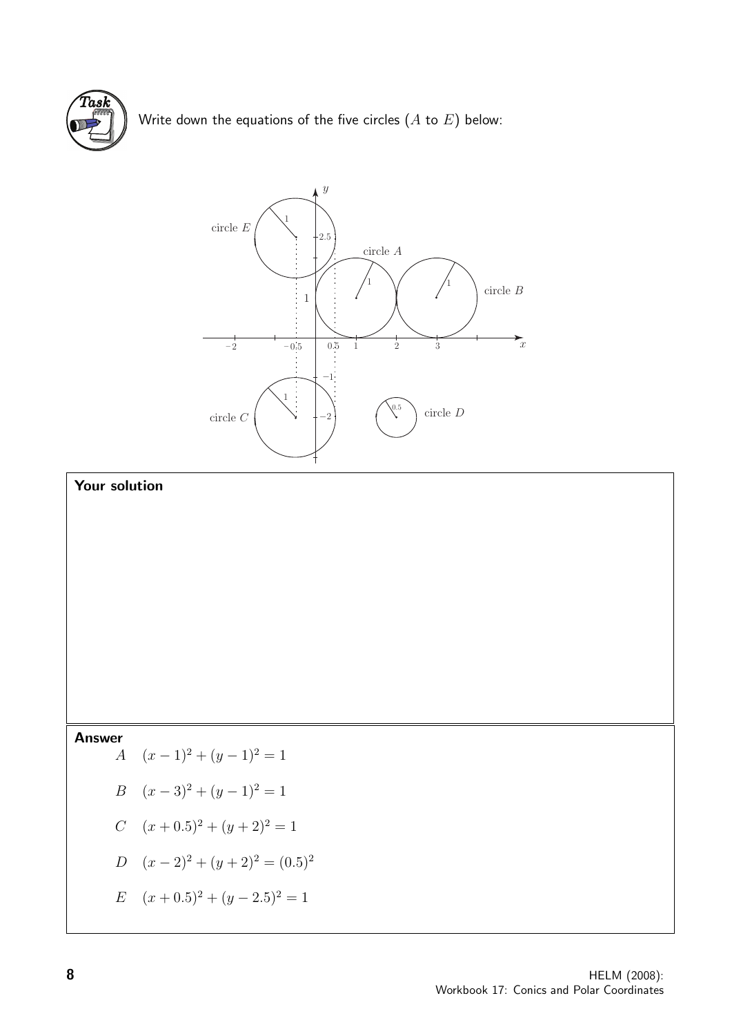**Task**

Write down the equations of the five circles ($A$ to $E$) below:

**Your solution**

**Answer**

$A \quad (x-1)^2 + (y-1)^2 = 1$

$B \quad (x-3)^2 + (y-1)^2 = 1$

$C \quad (x+0.5)^2 + (y+2)^2 = 1$

$D \quad (x-2)^2 + (y+2)^2 = (0.5)^2$

$E \quad (x+0.5)^2 + (y-2.5)^2 = 1$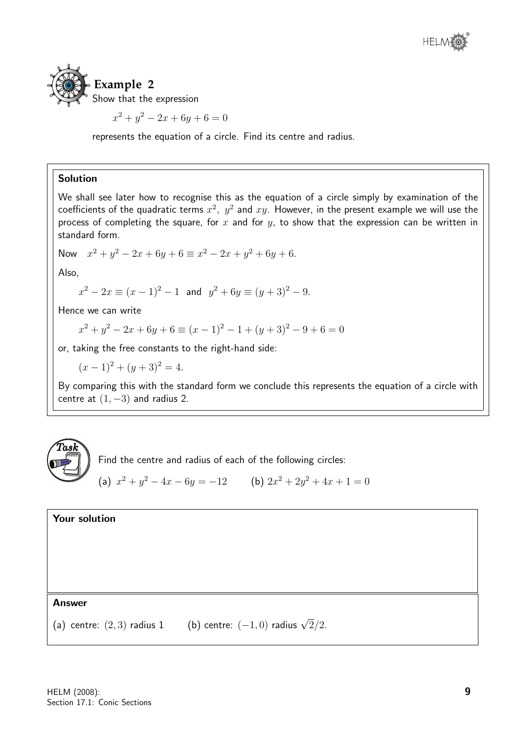## Example 2

Show that the expression

$$x^2 + y^2 - 2x + 6y + 6 = 0$$

represents the equation of a circle. Find its centre and radius.

### Solution

We shall see later how to recognise this as the equation of a circle simply by examination of the coefficients of the quadratic terms $x^2$, $y^2$ and $xy$. However, in the present example we will use the process of completing the square, for $x$ and for $y$, to show that the expression can be written in standard form.

Now $\quad x^2 + y^2 - 2x + 6y + 6 \equiv x^2 - 2x + y^2 + 6y + 6.$

Also,

$$x^2 - 2x \equiv (x-1)^2 - 1 \quad \text{and} \quad y^2 + 6y \equiv (y+3)^2 - 9.$$

Hence we can write

$$x^2 + y^2 - 2x + 6y + 6 \equiv (x-1)^2 - 1 + (y+3)^2 - 9 + 6 = 0$$

or, taking the free constants to the right-hand side:

$$(x-1)^2 + (y+3)^2 = 4.$$

By comparing this with the standard form we conclude this represents the equation of a circle with centre at $(1, -3)$ and radius 2.

## Task

Find the centre and radius of each of the following circles:

(a) $x^2 + y^2 - 4x - 6y = -12$ $\qquad$ (b) $2x^2 + 2y^2 + 4x + 1 = 0$

**Your solution**

**Answer**

(a) centre: $(2, 3)$ radius 1 $\qquad$ (b) centre: $(-1, 0)$ radius $\sqrt{2}/2$.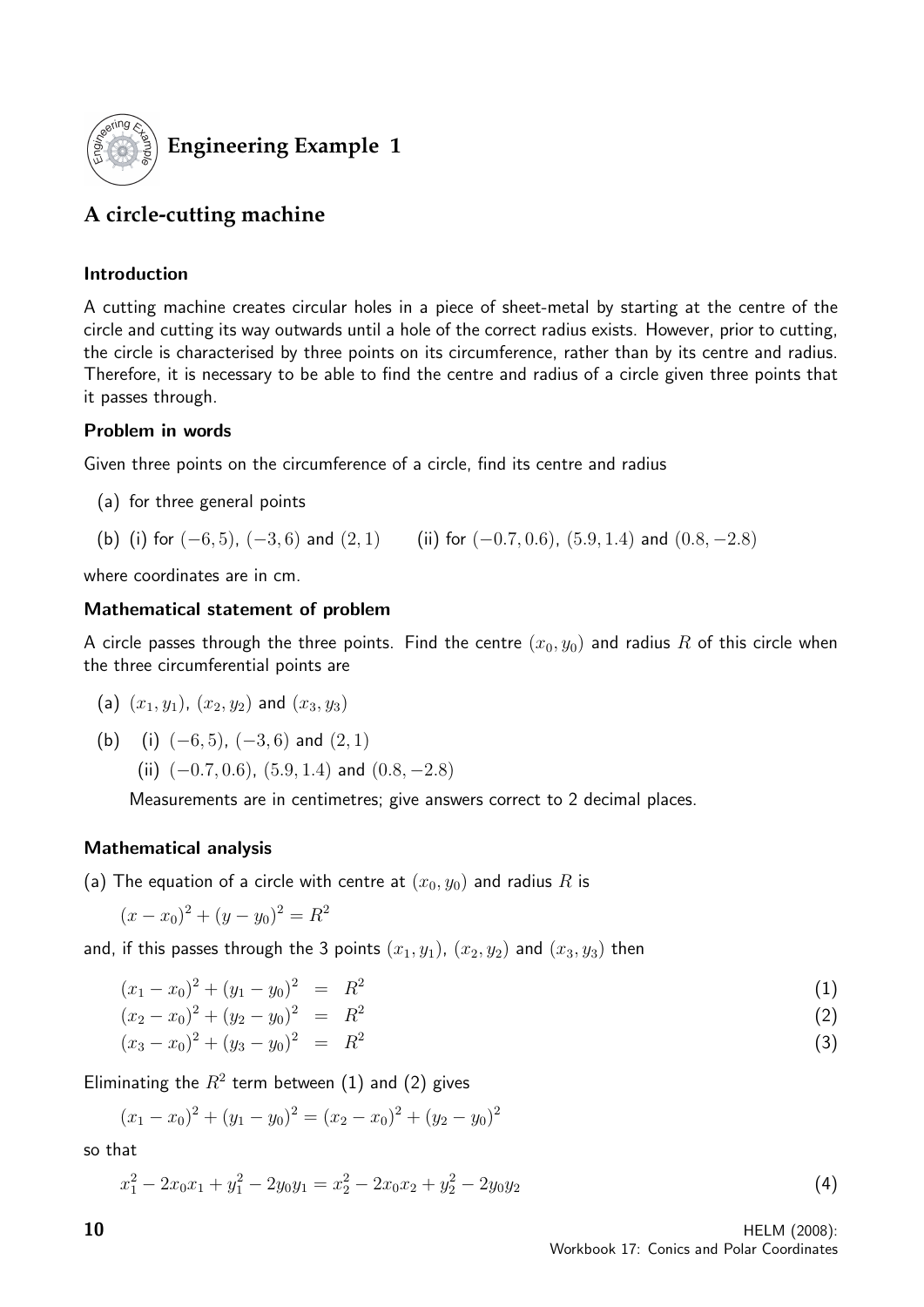## Engineering Example 1

### A circle-cutting machine

#### Introduction

A cutting machine creates circular holes in a piece of sheet-metal by starting at the centre of the circle and cutting its way outwards until a hole of the correct radius exists. However, prior to cutting, the circle is characterised by three points on its circumference, rather than by its centre and radius. Therefore, it is necessary to be able to find the centre and radius of a circle given three points that it passes through.

#### Problem in words

Given three points on the circumference of a circle, find its centre and radius

(a) for three general points

(b) (i) for $(-6, 5)$, $(-3, 6)$ and $(2, 1)$ (ii) for $(-0.7, 0.6)$, $(5.9, 1.4)$ and $(0.8, -2.8)$

where coordinates are in cm.

#### Mathematical statement of problem

A circle passes through the three points. Find the centre $(x_0, y_0)$ and radius $R$ of this circle when the three circumferential points are

(a) $(x_1, y_1)$, $(x_2, y_2)$ and $(x_3, y_3)$

(b) (i) $(-6, 5)$, $(-3, 6)$ and $(2, 1)$

(ii) $(-0.7, 0.6)$, $(5.9, 1.4)$ and $(0.8, -2.8)$

Measurements are in centimetres; give answers correct to 2 decimal places.

#### Mathematical analysis

(a) The equation of a circle with centre at $(x_0, y_0)$ and radius $R$ is

$$(x - x_0)^2 + (y - y_0)^2 = R^2$$

and, if this passes through the 3 points $(x_1, y_1)$, $(x_2, y_2)$ and $(x_3, y_3)$ then

$$(x_1 - x_0)^2 + (y_1 - y_0)^2 = R^2 \quad (1)$$

$$(x_2 - x_0)^2 + (y_2 - y_0)^2 = R^2 \quad (2)$$

$$(x_3 - x_0)^2 + (y_3 - y_0)^2 = R^2 \quad (3)$$

Eliminating the $R^2$ term between (1) and (2) gives

$$(x_1 - x_0)^2 + (y_1 - y_0)^2 = (x_2 - x_0)^2 + (y_2 - y_0)^2$$

so that

$$x_1^2 - 2x_0x_1 + y_1^2 - 2y_0y_1 = x_2^2 - 2x_0x_2 + y_2^2 - 2y_0y_2 \quad (4)$$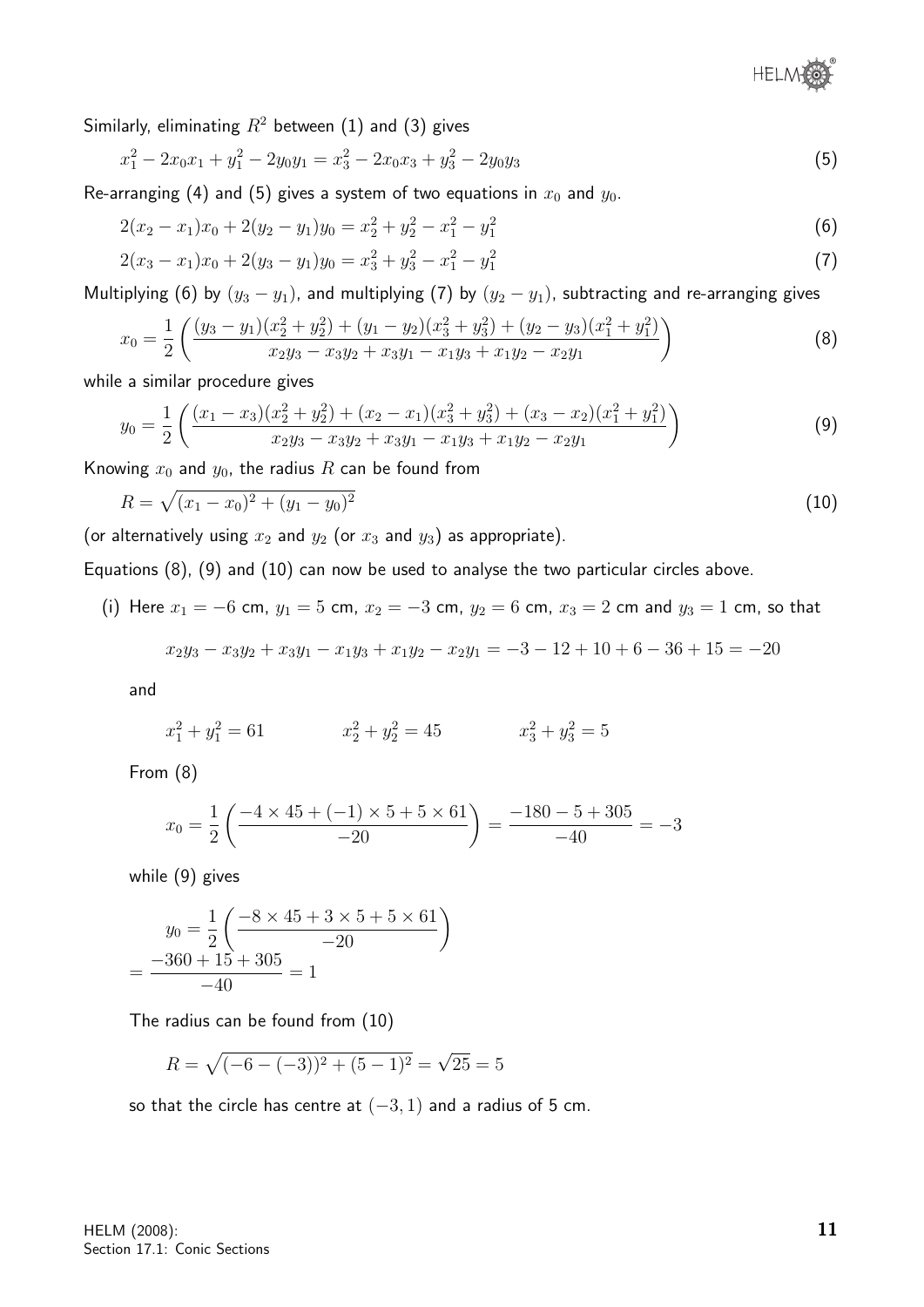Similarly, eliminating $R^2$ between (1) and (3) gives

$$x_1^2 - 2x_0x_1 + y_1^2 - 2y_0y_1 = x_3^2 - 2x_0x_3 + y_3^2 - 2y_0y_3 \tag{5}$$

Re-arranging (4) and (5) gives a system of two equations in $x_0$ and $y_0$.

$$2(x_2 - x_1)x_0 + 2(y_2 - y_1)y_0 = x_2^2 + y_2^2 - x_1^2 - y_1^2 \tag{6}$$

$$2(x_3 - x_1)x_0 + 2(y_3 - y_1)y_0 = x_3^2 + y_3^2 - x_1^2 - y_1^2 \tag{7}$$

Multiplying (6) by $(y_3 - y_1)$, and multiplying (7) by $(y_2 - y_1)$, subtracting and re-arranging gives

$$x_0 = \frac{1}{2}\left(\frac{(y_3 - y_1)(x_2^2 + y_2^2) + (y_1 - y_2)(x_3^2 + y_3^2) + (y_2 - y_3)(x_1^2 + y_1^2)}{x_2y_3 - x_3y_2 + x_3y_1 - x_1y_3 + x_1y_2 - x_2y_1}\right) \tag{8}$$

while a similar procedure gives

$$y_0 = \frac{1}{2}\left(\frac{(x_1 - x_3)(x_2^2 + y_2^2) + (x_2 - x_1)(x_3^2 + y_3^2) + (x_3 - x_2)(x_1^2 + y_1^2)}{x_2y_3 - x_3y_2 + x_3y_1 - x_1y_3 + x_1y_2 - x_2y_1}\right) \tag{9}$$

Knowing $x_0$ and $y_0$, the radius $R$ can be found from

$$R = \sqrt{(x_1 - x_0)^2 + (y_1 - y_0)^2} \tag{10}$$

(or alternatively using $x_2$ and $y_2$ (or $x_3$ and $y_3$) as appropriate).

Equations (8), (9) and (10) can now be used to analyse the two particular circles above.

(i) Here $x_1 = -6$ cm, $y_1 = 5$ cm, $x_2 = -3$ cm, $y_2 = 6$ cm, $x_3 = 2$ cm and $y_3 = 1$ cm, so that

$$x_2y_3 - x_3y_2 + x_3y_1 - x_1y_3 + x_1y_2 - x_2y_1 = -3 - 12 + 10 + 6 - 36 + 15 = -20$$

and

$$x_1^2 + y_1^2 = 61 \qquad x_2^2 + y_2^2 = 45 \qquad x_3^2 + y_3^2 = 5$$

From (8)

$$x_0 = \frac{1}{2}\left(\frac{-4 \times 45 + (-1) \times 5 + 5 \times 61}{-20}\right) = \frac{-180 - 5 + 305}{-40} = -3$$

while (9) gives

$$y_0 = \frac{1}{2}\left(\frac{-8 \times 45 + 3 \times 5 + 5 \times 61}{-20}\right)$$
$$= \frac{-360 + 15 + 305}{-40} = 1$$

The radius can be found from (10)

$$R = \sqrt{(-6 - (-3))^2 + (5 - 1)^2} = \sqrt{25} = 5$$

so that the circle has centre at $(-3, 1)$ and a radius of 5 cm.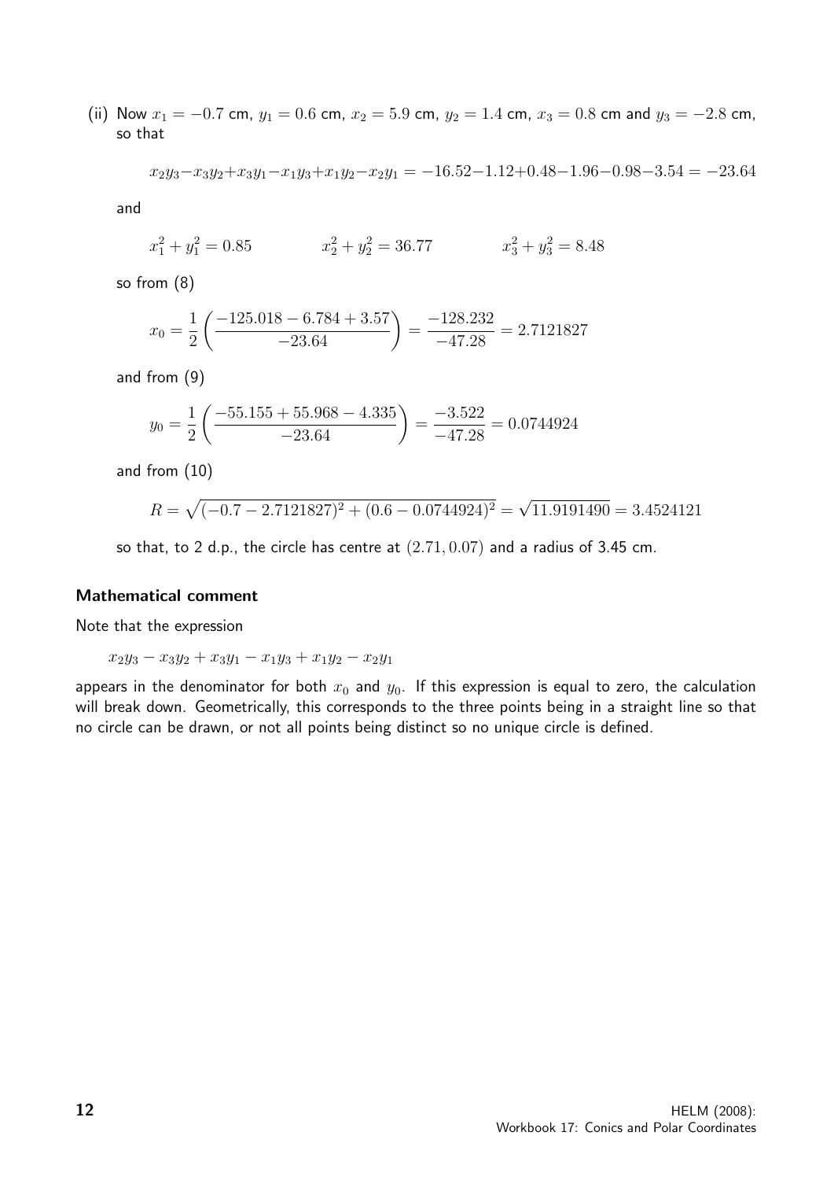(ii) Now $x_1 = -0.7$ cm, $y_1 = 0.6$ cm, $x_2 = 5.9$ cm, $y_2 = 1.4$ cm, $x_3 = 0.8$ cm and $y_3 = -2.8$ cm, so that

$$x_2y_3 - x_3y_2 + x_3y_1 - x_1y_3 + x_1y_2 - x_2y_1 = -16.52 - 1.12 + 0.48 - 1.96 - 0.98 - 3.54 = -23.64$$

and

$$x_1^2 + y_1^2 = 0.85 \qquad\qquad x_2^2 + y_2^2 = 36.77 \qquad\qquad x_3^2 + y_3^2 = 8.48$$

so from (8)

$$x_0 = \frac{1}{2}\left(\frac{-125.018 - 6.784 + 3.57}{-23.64}\right) = \frac{-128.232}{-47.28} = 2.7121827$$

and from (9)

$$y_0 = \frac{1}{2}\left(\frac{-55.155 + 55.968 - 4.335}{-23.64}\right) = \frac{-3.522}{-47.28} = 0.0744924$$

and from (10)

$$R = \sqrt{(-0.7 - 2.7121827)^2 + (0.6 - 0.0744924)^2} = \sqrt{11.9191490} = 3.4524121$$

so that, to 2 d.p., the circle has centre at $(2.71, 0.07)$ and a radius of 3.45 cm.

### Mathematical comment

Note that the expression

$x_2y_3 - x_3y_2 + x_3y_1 - x_1y_3 + x_1y_2 - x_2y_1$

appears in the denominator for both $x_0$ and $y_0$. If this expression is equal to zero, the calculation will break down. Geometrically, this corresponds to the three points being in a straight line so that no circle can be drawn, or not all points being distinct so no unique circle is defined.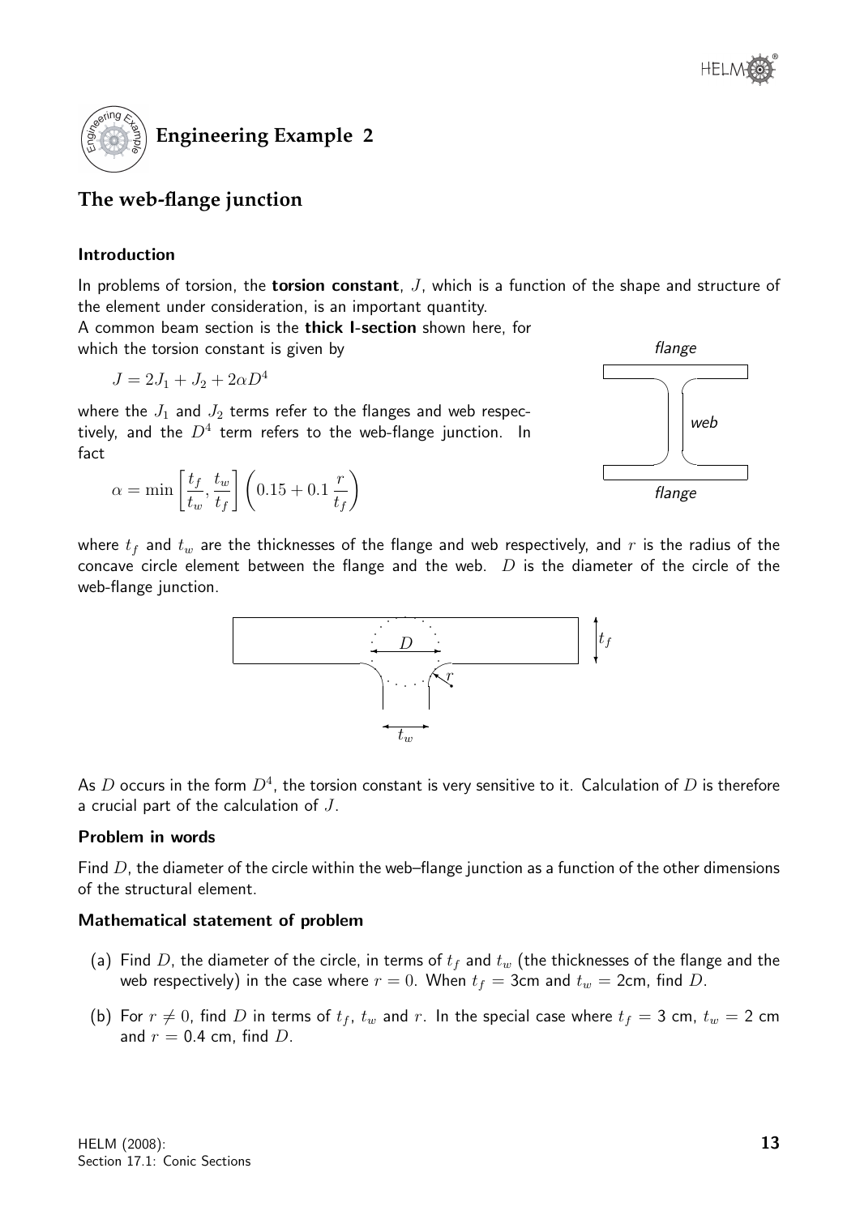# Engineering Example 2

## The web-flange junction

### Introduction

In problems of torsion, the **torsion constant**, $J$, which is a function of the shape and structure of the element under consideration, is an important quantity.

A common beam section is the **thick I-section** shown here, for which the torsion constant is given by

$$J = 2J_1 + J_2 + 2\alpha D^4$$

where the $J_1$ and $J_2$ terms refer to the flanges and web respectively, and the $D^4$ term refers to the web-flange junction. In fact

$$\alpha = \min\left[\frac{t_f}{t_w}, \frac{t_w}{t_f}\right]\left(0.15 + 0.1\,\frac{r}{t_f}\right)$$

where $t_f$ and $t_w$ are the thicknesses of the flange and web respectively, and $r$ is the radius of the concave circle element between the flange and the web. $D$ is the diameter of the circle of the web-flange junction.

As $D$ occurs in the form $D^4$, the torsion constant is very sensitive to it. Calculation of $D$ is therefore a crucial part of the calculation of $J$.

### Problem in words

Find $D$, the diameter of the circle within the web–flange junction as a function of the other dimensions of the structural element.

### Mathematical statement of problem

(a) Find $D$, the diameter of the circle, in terms of $t_f$ and $t_w$ (the thicknesses of the flange and the web respectively) in the case where $r = 0$. When $t_f =$ 3cm and $t_w =$ 2cm, find $D$.

(b) For $r \neq 0$, find $D$ in terms of $t_f$, $t_w$ and $r$. In the special case where $t_f =$ 3 cm, $t_w =$ 2 cm and $r =$ 0.4 cm, find $D$.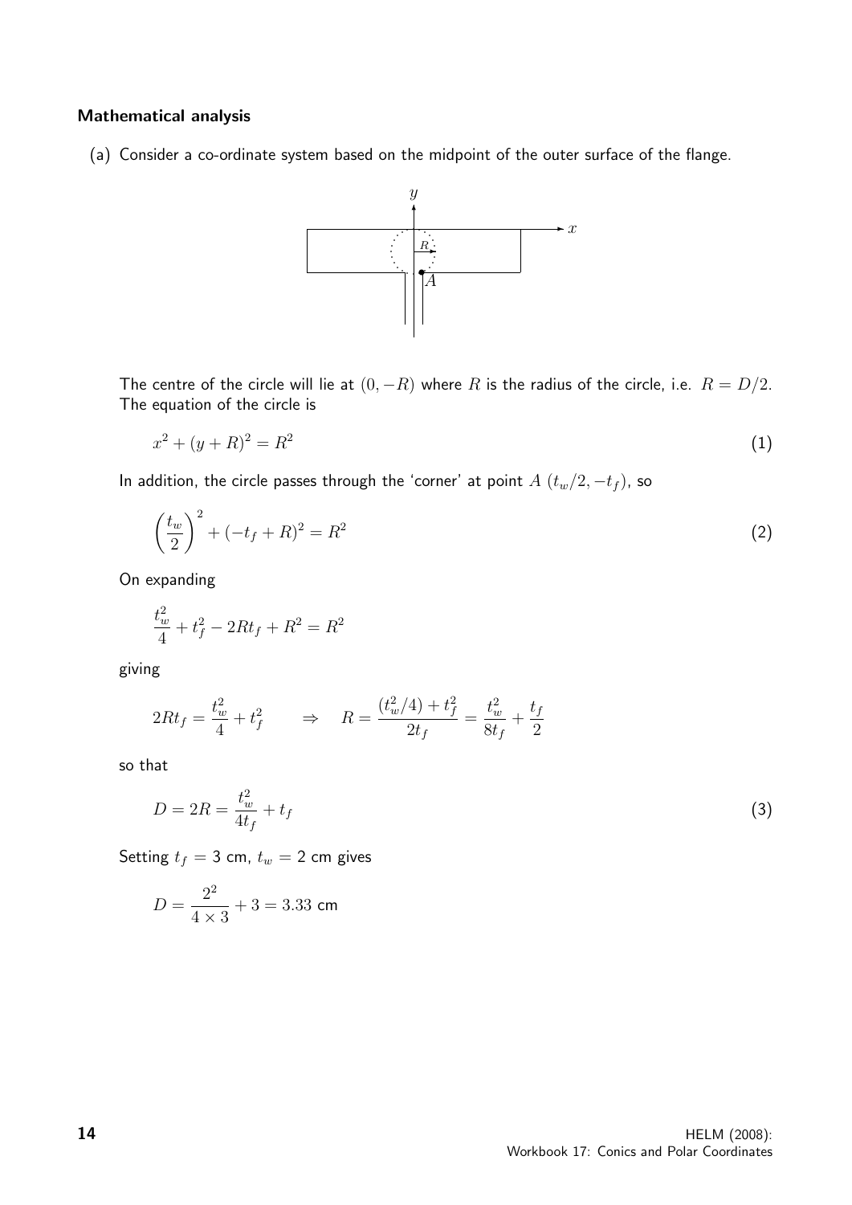### Mathematical analysis

(a) Consider a co-ordinate system based on the midpoint of the outer surface of the flange.

The centre of the circle will lie at $(0, -R)$ where $R$ is the radius of the circle, i.e. $R = D/2$. The equation of the circle is

$$x^2 + (y + R)^2 = R^2 \qquad (1)$$

In addition, the circle passes through the 'corner' at point $A$ $(t_w/2, -t_f)$, so

$$\left(\frac{t_w}{2}\right)^2 + (-t_f + R)^2 = R^2 \qquad (2)$$

On expanding

$$\frac{t_w^2}{4} + t_f^2 - 2Rt_f + R^2 = R^2$$

giving

$$2Rt_f = \frac{t_w^2}{4} + t_f^2 \qquad \Rightarrow \quad R = \frac{(t_w^2/4) + t_f^2}{2t_f} = \frac{t_w^2}{8t_f} + \frac{t_f}{2}$$

so that

$$D = 2R = \frac{t_w^2}{4t_f} + t_f \qquad (3)$$

Setting $t_f = 3$ cm, $t_w = 2$ cm gives

$$D = \frac{2^2}{4 \times 3} + 3 = 3.33 \text{ cm}$$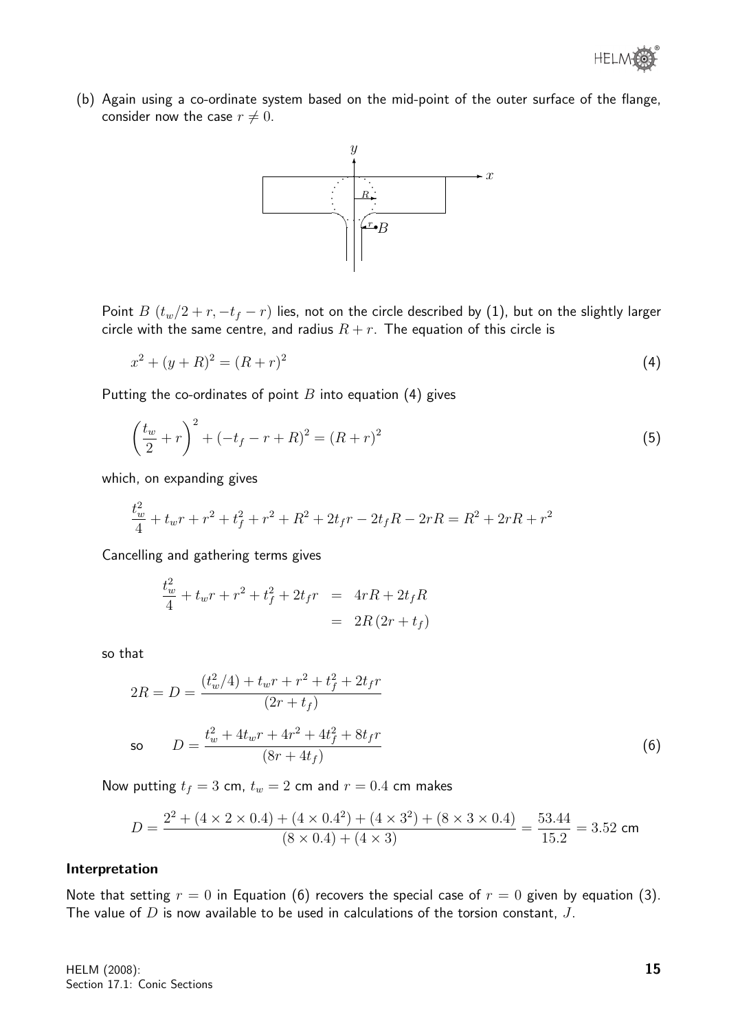(b) Again using a co-ordinate system based on the mid-point of the outer surface of the flange, consider now the case $r \neq 0$.

Point $B$ $(t_w/2 + r, -t_f - r)$ lies, not on the circle described by (1), but on the slightly larger circle with the same centre, and radius $R + r$. The equation of this circle is

$$x^2 + (y + R)^2 = (R + r)^2 \tag{4}$$

Putting the co-ordinates of point $B$ into equation (4) gives

$$\left(\frac{t_w}{2} + r\right)^2 + (-t_f - r + R)^2 = (R + r)^2 \tag{5}$$

which, on expanding gives

$$\frac{t_w^2}{4} + t_w r + r^2 + t_f^2 + r^2 + R^2 + 2t_f r - 2t_f R - 2rR = R^2 + 2rR + r^2$$

Cancelling and gathering terms gives

$$\begin{aligned}
\frac{t_w^2}{4} + t_w r + r^2 + t_f^2 + 2t_f r &= 4rR + 2t_f R \\
&= 2R\,(2r + t_f)
\end{aligned}$$

so that

$$2R = D = \frac{(t_w^2/4) + t_w r + r^2 + t_f^2 + 2t_f r}{(2r + t_f)}$$

$$\text{so} \qquad D = \frac{t_w^2 + 4t_w r + 4r^2 + 4t_f^2 + 8t_f r}{(8r + 4t_f)} \tag{6}$$

Now putting $t_f = 3$ cm, $t_w = 2$ cm and $r = 0.4$ cm makes

$$D = \frac{2^2 + (4 \times 2 \times 0.4) + (4 \times 0.4^2) + (4 \times 3^2) + (8 \times 3 \times 0.4)}{(8 \times 0.4) + (4 \times 3)} = \frac{53.44}{15.2} = 3.52 \text{ cm}$$

**Interpretation**

Note that setting $r = 0$ in Equation (6) recovers the special case of $r = 0$ given by equation (3). The value of $D$ is now available to be used in calculations of the torsion constant, $J$.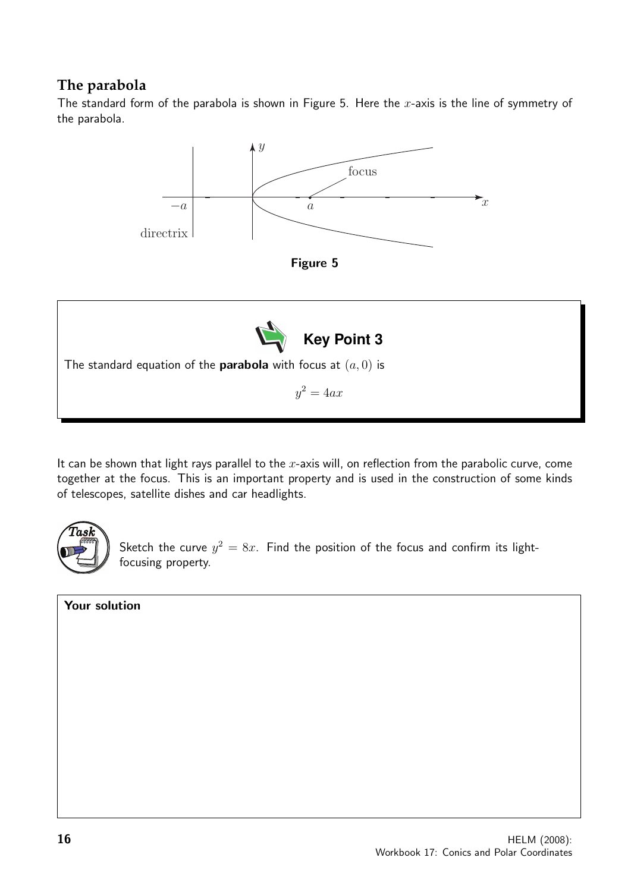## The parabola

The standard form of the parabola is shown in Figure 5. Here the $x$-axis is the line of symmetry of the parabola.

Figure 5

**Key Point 3**

The standard equation of the **parabola** with focus at $(a, 0)$ is

$$y^2 = 4ax$$

It can be shown that light rays parallel to the $x$-axis will, on reflection from the parabolic curve, come together at the focus. This is an important property and is used in the construction of some kinds of telescopes, satellite dishes and car headlights.

**Task**

Sketch the curve $y^2 = 8x$. Find the position of the focus and confirm its light-focusing property.

**Your solution**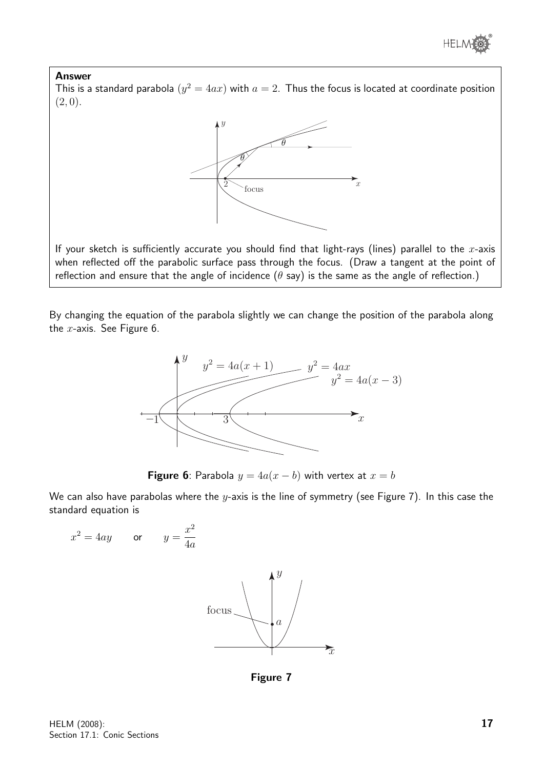**Answer**

This is a standard parabola ($y^2 = 4ax$) with $a = 2$. Thus the focus is located at coordinate position $(2, 0)$.

If your sketch is sufficiently accurate you should find that light-rays (lines) parallel to the $x$-axis when reflected off the parabolic surface pass through the focus. (Draw a tangent at the point of reflection and ensure that the angle of incidence ($\theta$ say) is the same as the angle of reflection.)

By changing the equation of the parabola slightly we can change the position of the parabola along the $x$-axis. See Figure 6.

**Figure 6**: Parabola $y = 4a(x - b)$ with vertex at $x = b$

We can also have parabolas where the $y$-axis is the line of symmetry (see Figure 7). In this case the standard equation is

$$x^2 = 4ay \qquad \text{or} \qquad y = \frac{x^2}{4a}$$

**Figure 7**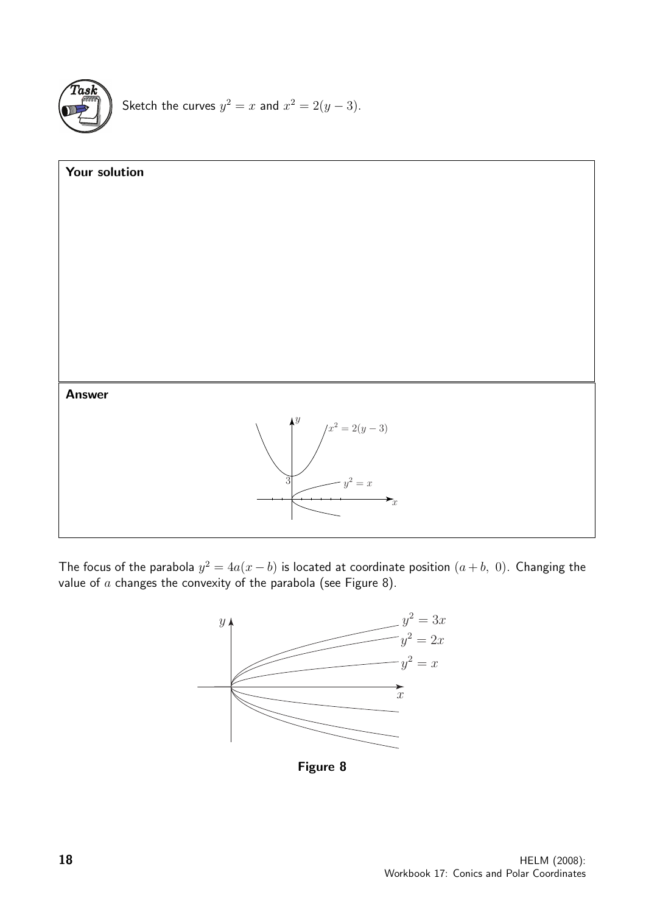**Task**

Sketch the curves $y^2 = x$ and $x^2 = 2(y-3)$.

**Your solution**

**Answer**

The focus of the parabola $y^2 = 4a(x-b)$ is located at coordinate position $(a+b,\ 0)$. Changing the value of $a$ changes the convexity of the parabola (see Figure 8).

**Figure 8**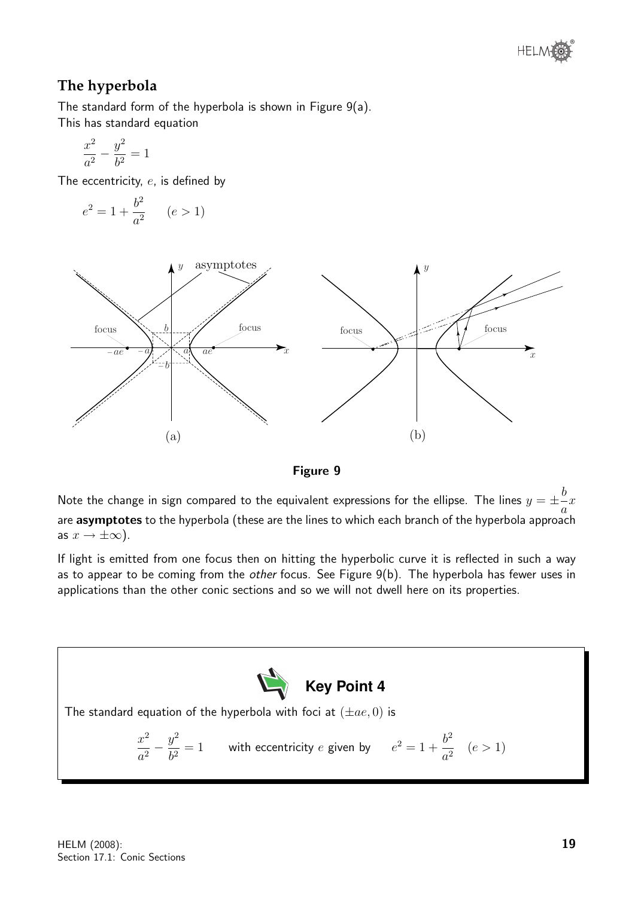## The hyperbola

The standard form of the hyperbola is shown in Figure 9(a).
This has standard equation

$$\frac{x^2}{a^2} - \frac{y^2}{b^2} = 1$$

The eccentricity, $e$, is defined by

$$e^2 = 1 + \frac{b^2}{a^2} \qquad (e > 1)$$

**Figure 9**

Note the change in sign compared to the equivalent expressions for the ellipse. The lines $y = \pm\frac{b}{a}x$ are **asymptotes** to the hyperbola (these are the lines to which each branch of the hyperbola approach as $x \to \pm\infty$).

If light is emitted from one focus then on hitting the hyperbolic curve it is reflected in such a way as to appear to be coming from the *other* focus. See Figure 9(b). The hyperbola has fewer uses in applications than the other conic sections and so we will not dwell here on its properties.

**Key Point 4**

The standard equation of the hyperbola with foci at $(\pm ae, 0)$ is

$$\frac{x^2}{a^2} - \frac{y^2}{b^2} = 1 \qquad \text{with eccentricity } e \text{ given by} \qquad e^2 = 1 + \frac{b^2}{a^2} \quad (e > 1)$$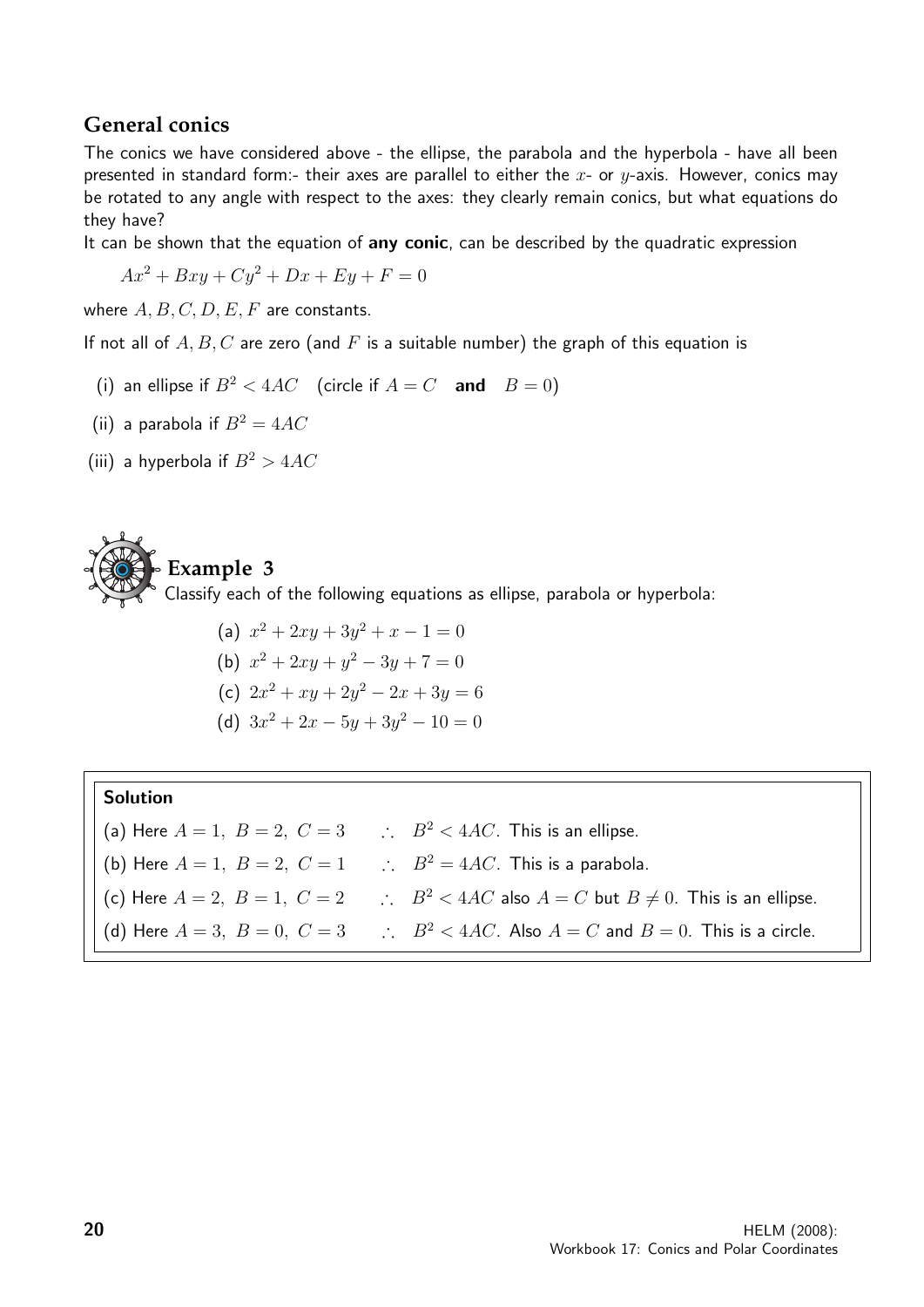## General conics

The conics we have considered above - the ellipse, the parabola and the hyperbola - have all been presented in standard form:- their axes are parallel to either the $x$- or $y$-axis. However, conics may be rotated to any angle with respect to the axes: they clearly remain conics, but what equations do they have?

It can be shown that the equation of **any conic**, can be described by the quadratic expression

$$Ax^2 + Bxy + Cy^2 + Dx + Ey + F = 0$$

where $A, B, C, D, E, F$ are constants.

If not all of $A, B, C$ are zero (and $F$ is a suitable number) the graph of this equation is

(i) an ellipse if $B^2 < 4AC$ (circle if $A = C$ **and** $B = 0$)

(ii) a parabola if $B^2 = 4AC$

(iii) a hyperbola if $B^2 > 4AC$

### Example 3

Classify each of the following equations as ellipse, parabola or hyperbola:

(a) $x^2 + 2xy + 3y^2 + x - 1 = 0$

(b) $x^2 + 2xy + y^2 - 3y + 7 = 0$

(c) $2x^2 + xy + 2y^2 - 2x + 3y = 6$

(d) $3x^2 + 2x - 5y + 3y^2 - 10 = 0$

**Solution**

(a) Here $A = 1,\ B = 2,\ C = 3$ $\quad \therefore \quad B^2 < 4AC$. This is an ellipse.

(b) Here $A = 1,\ B = 2,\ C = 1$ $\quad \therefore \quad B^2 = 4AC$. This is a parabola.

(c) Here $A = 2,\ B = 1,\ C = 2$ $\quad \therefore \quad B^2 < 4AC$ also $A = C$ but $B \neq 0$. This is an ellipse.

(d) Here $A = 3,\ B = 0,\ C = 3$ $\quad \therefore \quad B^2 < 4AC$. Also $A = C$ and $B = 0$. This is a circle.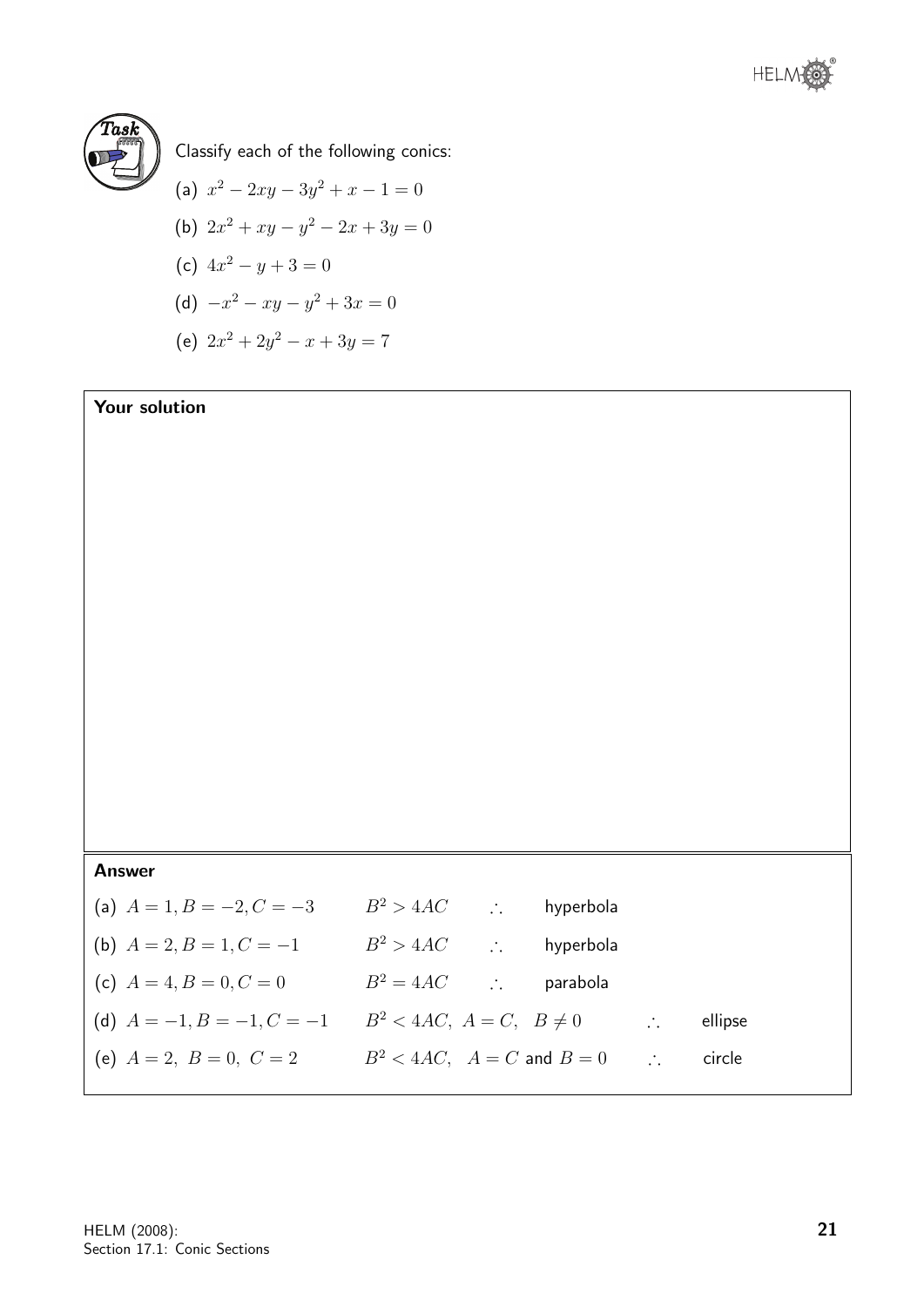**Task**

Classify each of the following conics:

(a) $x^2 - 2xy - 3y^2 + x - 1 = 0$

(b) $2x^2 + xy - y^2 - 2x + 3y = 0$

(c) $4x^2 - y + 3 = 0$

(d) $-x^2 - xy - y^2 + 3x = 0$

(e) $2x^2 + 2y^2 - x + 3y = 7$

**Your solution**

**Answer**

(a) $A = 1, B = -2, C = -3 \qquad B^2 > 4AC \qquad \therefore \qquad$ hyperbola

(b) $A = 2, B = 1, C = -1 \qquad B^2 > 4AC \qquad \therefore \qquad$ hyperbola

(c) $A = 4, B = 0, C = 0 \qquad B^2 = 4AC \qquad \therefore \qquad$ parabola

(d) $A = -1, B = -1, C = -1 \qquad B^2 < 4AC,\ A = C,\ \ B \neq 0 \qquad \therefore \qquad$ ellipse

(e) $A = 2,\ B = 0,\ C = 2 \qquad B^2 < 4AC,\ \ A = C$ and $B = 0 \qquad \therefore \qquad$ circle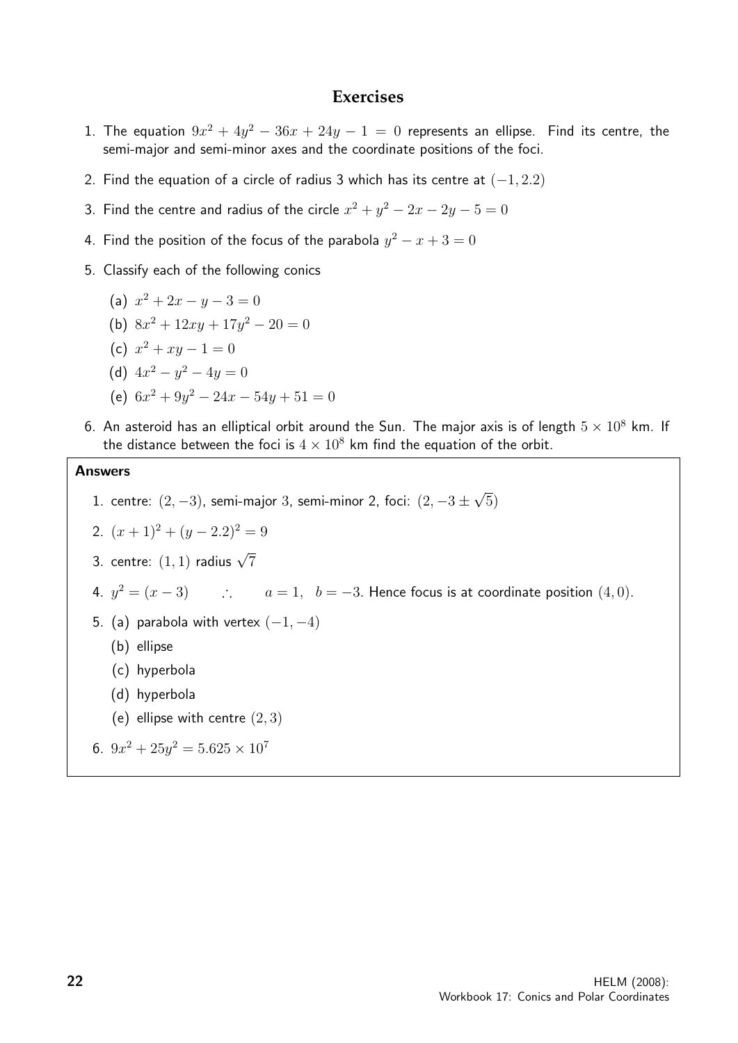# Exercises

1. The equation $9x^2 + 4y^2 - 36x + 24y - 1 = 0$ represents an ellipse. Find its centre, the semi-major and semi-minor axes and the coordinate positions of the foci.

2. Find the equation of a circle of radius 3 which has its centre at $(-1, 2.2)$

3. Find the centre and radius of the circle $x^2 + y^2 - 2x - 2y - 5 = 0$

4. Find the position of the focus of the parabola $y^2 - x + 3 = 0$

5. Classify each of the following conics

   (a) $x^2 + 2x - y - 3 = 0$

   (b) $8x^2 + 12xy + 17y^2 - 20 = 0$

   (c) $x^2 + xy - 1 = 0$

   (d) $4x^2 - y^2 - 4y = 0$

   (e) $6x^2 + 9y^2 - 24x - 54y + 51 = 0$

6. An asteroid has an elliptical orbit around the Sun. The major axis is of length $5 \times 10^8$ km. If the distance between the foci is $4 \times 10^8$ km find the equation of the orbit.

**Answers**

1. centre: $(2, -3)$, semi-major 3, semi-minor 2, foci: $(2, -3 \pm \sqrt{5})$

2. $(x + 1)^2 + (y - 2.2)^2 = 9$

3. centre: $(1, 1)$ radius $\sqrt{7}$

4. $y^2 = (x - 3) \qquad \therefore \qquad a = 1, \ \ b = -3$. Hence focus is at coordinate position $(4, 0)$.

5. (a) parabola with vertex $(-1, -4)$

   (b) ellipse

   (c) hyperbola

   (d) hyperbola

   (e) ellipse with centre $(2, 3)$

6. $9x^2 + 25y^2 = 5.625 \times 10^7$